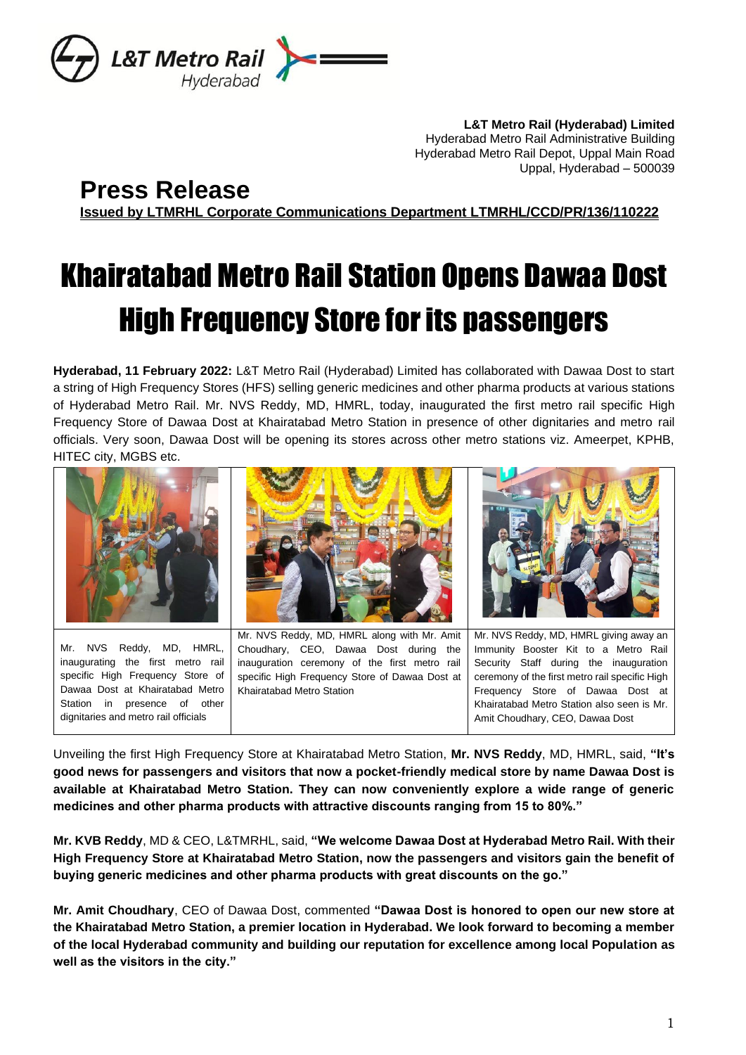**L&T Metro Rail (Hyderabad) Limited**
Hyderabad Metro Rail Administrative Building
Hyderabad Metro Rail Depot, Uppal Main Road
Uppal, Hyderabad – 500039

## Press Release

**Issued by LTMRHL Corporate Communications Department LTMRHL/CCD/PR/136/110222**

# Khairatabad Metro Rail Station Opens Dawaa Dost High Frequency Store for its passengers

**Hyderabad, 11 February 2022:** L&T Metro Rail (Hyderabad) Limited has collaborated with Dawaa Dost to start a string of High Frequency Stores (HFS) selling generic medicines and other pharma products at various stations of Hyderabad Metro Rail. Mr. NVS Reddy, MD, HMRL, today, inaugurated the first metro rail specific High Frequency Store of Dawaa Dost at Khairatabad Metro Station in presence of other dignitaries and metro rail officials. Very soon, Dawaa Dost will be opening its stores across other metro stations viz. Ameerpet, KPHB, HITEC city, MGBS etc.

| Mr. NVS Reddy, MD, HMRL, inaugurating the first metro rail specific High Frequency Store of Dawaa Dost at Khairatabad Metro Station in presence of other dignitaries and metro rail officials | Mr. NVS Reddy, MD, HMRL along with Mr. Amit Choudhary, CEO, Dawaa Dost during the inauguration ceremony of the first metro rail specific High Frequency Store of Dawaa Dost at Khairatabad Metro Station | Mr. NVS Reddy, MD, HMRL giving away an Immunity Booster Kit to a Metro Rail Security Staff during the inauguration ceremony of the first metro rail specific High Frequency Store of Dawaa Dost at Khairatabad Metro Station also seen is Mr. Amit Choudhary, CEO, Dawaa Dost |
|---|---|---|

Unveiling the first High Frequency Store at Khairatabad Metro Station, **Mr. NVS Reddy**, MD, HMRL, said, **"It's good news for passengers and visitors that now a pocket-friendly medical store by name Dawaa Dost is available at Khairatabad Metro Station. They can now conveniently explore a wide range of generic medicines and other pharma products with attractive discounts ranging from 15 to 80%."**

**Mr. KVB Reddy**, MD & CEO, L&TMRHL, said, **"We welcome Dawaa Dost at Hyderabad Metro Rail. With their High Frequency Store at Khairatabad Metro Station, now the passengers and visitors gain the benefit of buying generic medicines and other pharma products with great discounts on the go."**

**Mr. Amit Choudhary**, CEO of Dawaa Dost, commented **"Dawaa Dost is honored to open our new store at the Khairatabad Metro Station, a premier location in Hyderabad. We look forward to becoming a member of the local Hyderabad community and building our reputation for excellence among local Population as well as the visitors in the city."**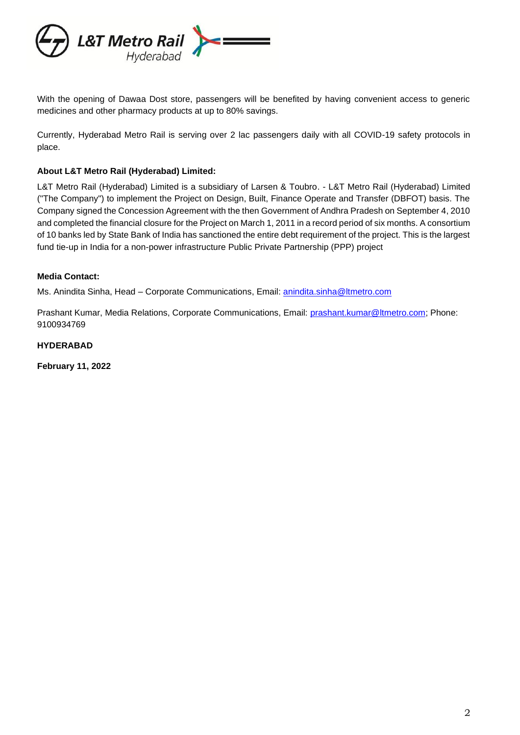With the opening of Dawaa Dost store, passengers will be benefited by having convenient access to generic medicines and other pharmacy products at up to 80% savings.

Currently, Hyderabad Metro Rail is serving over 2 lac passengers daily with all COVID-19 safety protocols in place.

**About L&T Metro Rail (Hyderabad) Limited:**

L&T Metro Rail (Hyderabad) Limited is a subsidiary of Larsen & Toubro. - L&T Metro Rail (Hyderabad) Limited ("The Company") to implement the Project on Design, Built, Finance Operate and Transfer (DBFOT) basis. The Company signed the Concession Agreement with the then Government of Andhra Pradesh on September 4, 2010 and completed the financial closure for the Project on March 1, 2011 in a record period of six months. A consortium of 10 banks led by State Bank of India has sanctioned the entire debt requirement of the project. This is the largest fund tie-up in India for a non-power infrastructure Public Private Partnership (PPP) project

**Media Contact:**

Ms. Anindita Sinha, Head – Corporate Communications, Email: anindita.sinha@ltmetro.com

Prashant Kumar, Media Relations, Corporate Communications, Email: prashant.kumar@ltmetro.com; Phone: 9100934769

**HYDERABAD**

**February 11, 2022**